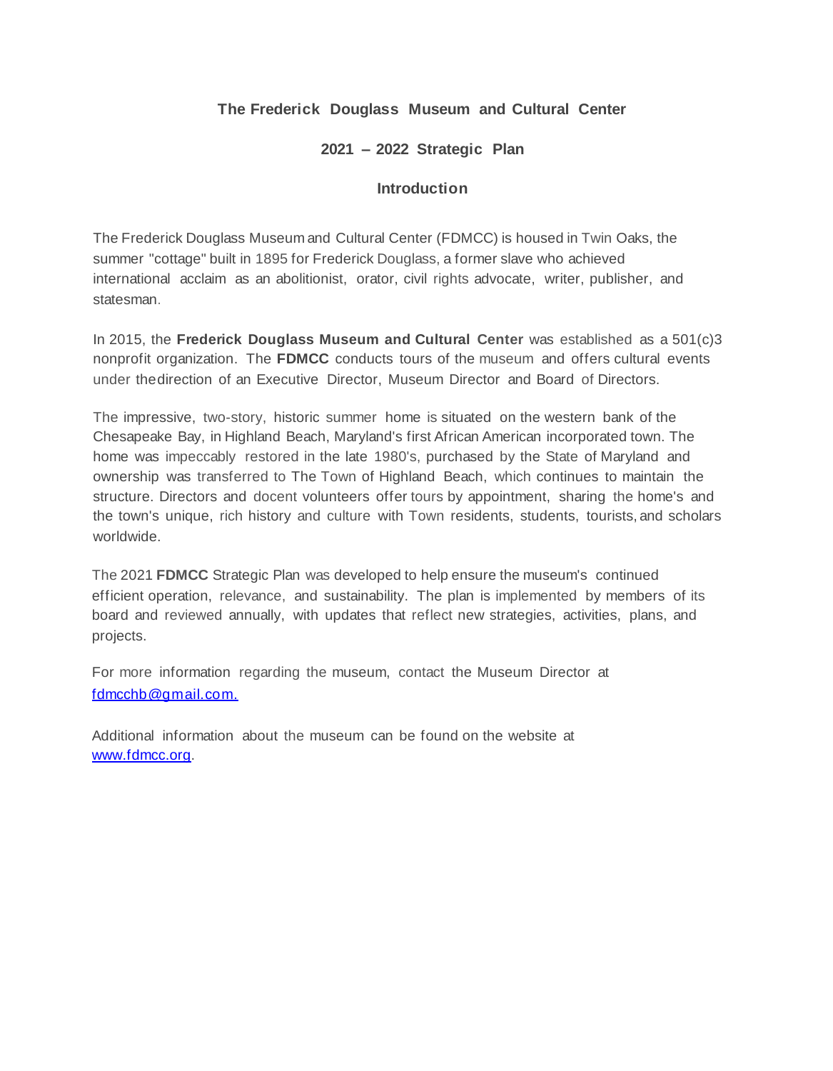# The Frederick Douglass Museum and Cultural Center

## 2021 – 2022 Strategic Plan

### Introduction

The Frederick Douglass Museum and Cultural Center (FDMCC) is housed in Twin Oaks, the summer "cottage" built in 1895 for Frederick Douglass, a former slave who achieved international acclaim as an abolitionist, orator, civil rights advocate, writer, publisher, and statesman.

In 2015, the **Frederick Douglass Museum and Cultural Center** was established as a 501(c)3 nonprofit organization. The **FDMCC** conducts tours of the museum and offers cultural events under thedirection of an Executive Director, Museum Director and Board of Directors.

The impressive, two-story, historic summer home is situated on the western bank of the Chesapeake Bay, in Highland Beach, Maryland's first African American incorporated town. The home was impeccably restored in the late 1980's, purchased by the State of Maryland and ownership was transferred to The Town of Highland Beach, which continues to maintain the structure. Directors and docent volunteers offer tours by appointment, sharing the home's and the town's unique, rich history and culture with Town residents, students, tourists, and scholars worldwide.

The 2021 **FDMCC** Strategic Plan was developed to help ensure the museum's continued efficient operation, relevance, and sustainability. The plan is implemented by members of its board and reviewed annually, with updates that reflect new strategies, activities, plans, and projects.

For more information regarding the museum, contact the Museum Director at [fdmcchb@gmail.com.](mailto:fdmcchb@gmail.com)

Additional information about the museum can be found on the website at [www.fdmcc.org](http://www.fdmcc.org).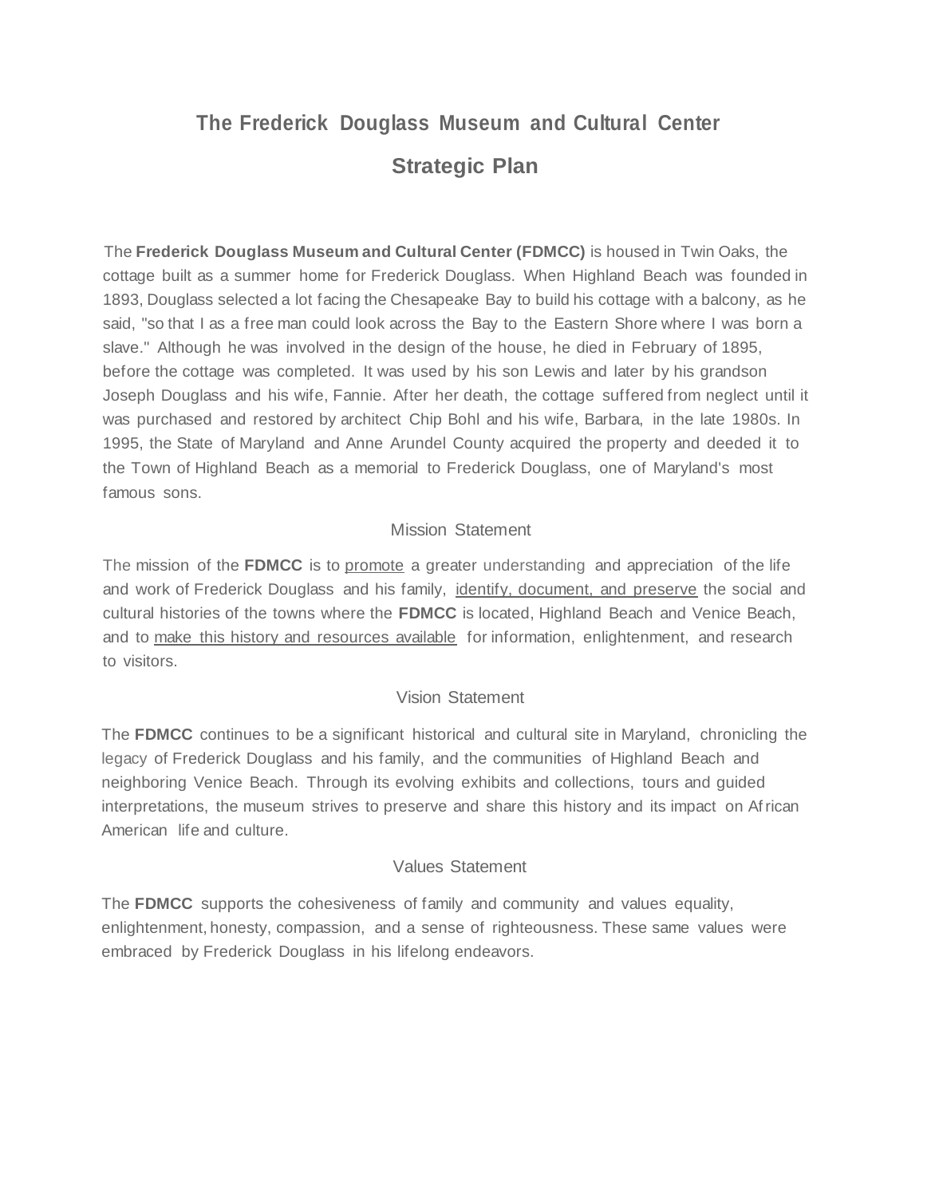# The Frederick Douglass Museum and Cultural Center

## Strategic Plan

The **Frederick Douglass Museum and Cultural Center (FDMCC)** is housed in Twin Oaks, the cottage built as a summer home for Frederick Douglass. When Highland Beach was founded in 1893, Douglass selected a lot facing the Chesapeake Bay to build his cottage with a balcony, as he said, "so that I as a free man could look across the Bay to the Eastern Shore where I was born a slave." Although he was involved in the design of the house, he died in February of 1895, before the cottage was completed. It was used by his son Lewis and later by his grandson Joseph Douglass and his wife, Fannie. After her death, the cottage suffered from neglect until it was purchased and restored by architect Chip Bohl and his wife, Barbara, in the late 1980s. In 1995, the State of Maryland and Anne Arundel County acquired the property and deeded it to the Town of Highland Beach as a memorial to Frederick Douglass, one of Maryland's most famous sons.

### Mission Statement

The mission of the **FDMCC** is to <u>promote</u> a greater understanding and appreciation of the life and work of Frederick Douglass and his family, <u>identify, document, and preserve</u> the social and cultural histories of the towns where the **FDMCC** is located, Highland Beach and Venice Beach, and to <u>make this history and resources available</u> for information, enlightenment, and research to visitors.

### Vision Statement

The **FDMCC** continues to be a significant historical and cultural site in Maryland, chronicling the legacy of Frederick Douglass and his family, and the communities of Highland Beach and neighboring Venice Beach. Through its evolving exhibits and collections, tours and guided interpretations, the museum strives to preserve and share this history and its impact on African American life and culture.

### Values Statement

The **FDMCC** supports the cohesiveness of family and community and values equality, enlightenment, honesty, compassion, and a sense of righteousness. These same values were embraced by Frederick Douglass in his lifelong endeavors.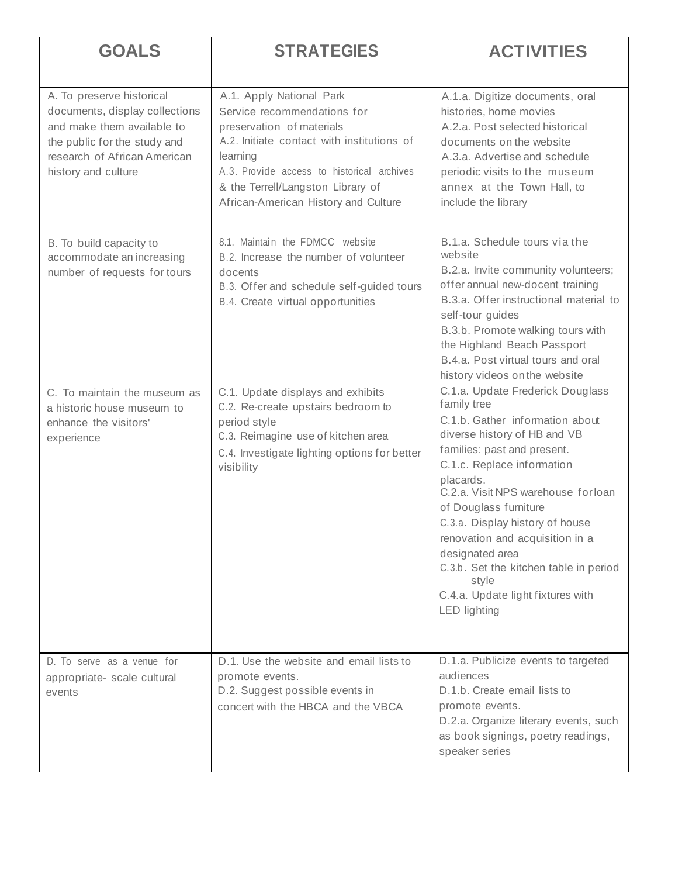| GOALS | STRATEGIES | ACTIVITIES |
|---|---|---|
| A. To preserve historical documents, display collections and make them available to the public for the study and research of African American history and culture | A.1. Apply National Park Service recommendations for preservation of materials<br>A.2. Initiate contact with institutions of learning<br>A.3. Provide access to historical archives & the Terrell/Langston Library of African-American History and Culture | A.1.a. Digitize documents, oral histories, home movies<br>A.2.a. Post selected historical documents on the website<br>A.3.a. Advertise and schedule periodic visits to the museum annex at the Town Hall, to include the library |
| B. To build capacity to accommodate an increasing number of requests for tours | 8.1. Maintain the FDMCC website<br>B.2. Increase the number of volunteer docents<br>B.3. Offer and schedule self-guided tours<br>B.4. Create virtual opportunities | B.1.a. Schedule tours via the website<br>B.2.a. Invite community volunteers; offer annual new-docent training<br>B.3.a. Offer instructional material to self-tour guides<br>B.3.b. Promote walking tours with the Highland Beach Passport<br>B.4.a. Post virtual tours and oral history videos on the website |
| C. To maintain the museum as a historic house museum to enhance the visitors' experience | C.1. Update displays and exhibits<br>C.2. Re-create upstairs bedroom to period style<br>C.3. Reimagine use of kitchen area<br>C.4. Investigate lighting options for better visibility | C.1.a. Update Frederick Douglass family tree<br>C.1.b. Gather information about diverse history of HB and VB families: past and present.<br>C.1.c. Replace information placards.<br>C.2.a. Visit NPS warehouse for loan of Douglass furniture<br>C.3.a. Display history of house renovation and acquisition in a designated area<br>C.3.b. Set the kitchen table in period style<br>C.4.a. Update light fixtures with LED lighting |
| D. To serve as a venue for appropriate- scale cultural events | D.1. Use the website and email lists to promote events.<br>D.2. Suggest possible events in concert with the HBCA and the VBCA | D.1.a. Publicize events to targeted audiences<br>D.1.b. Create email lists to promote events.<br>D.2.a. Organize literary events, such as book signings, poetry readings, speaker series |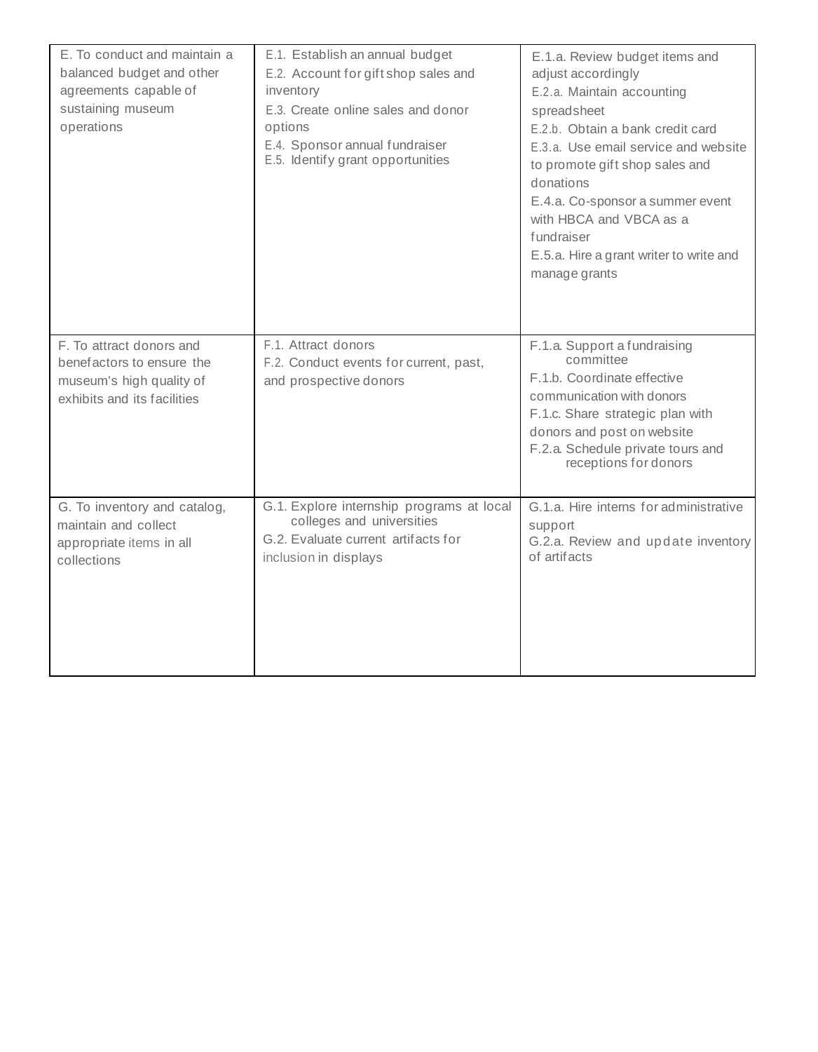| | | |
|---|---|---|
| E. To conduct and maintain a balanced budget and other agreements capable of sustaining museum operations | E.1. Establish an annual budget<br>E.2. Account for gift shop sales and inventory<br>E.3. Create online sales and donor options<br>E.4. Sponsor annual fundraiser<br>E.5. Identify grant opportunities | E.1.a. Review budget items and adjust accordingly<br>E.2.a. Maintain accounting spreadsheet<br>E.2.b. Obtain a bank credit card<br>E.3.a. Use email service and website to promote gift shop sales and donations<br>E.4.a. Co-sponsor a summer event with HBCA and VBCA as a fundraiser<br>E.5.a. Hire a grant writer to write and manage grants |
| F. To attract donors and benefactors to ensure the museum's high quality of exhibits and its facilities | F.1. Attract donors<br>F.2. Conduct events for current, past, and prospective donors | F.1.a. Support a fundraising committee<br>F.1.b. Coordinate effective communication with donors<br>F.1.c. Share strategic plan with donors and post on website<br>F.2.a. Schedule private tours and receptions for donors |
| G. To inventory and catalog, maintain and collect appropriate items in all collections | G.1. Explore internship programs at local colleges and universities<br>G.2. Evaluate current artifacts for inclusion in displays | G.1.a. Hire interns for administrative support<br>G.2.a. Review and update inventory of artifacts |